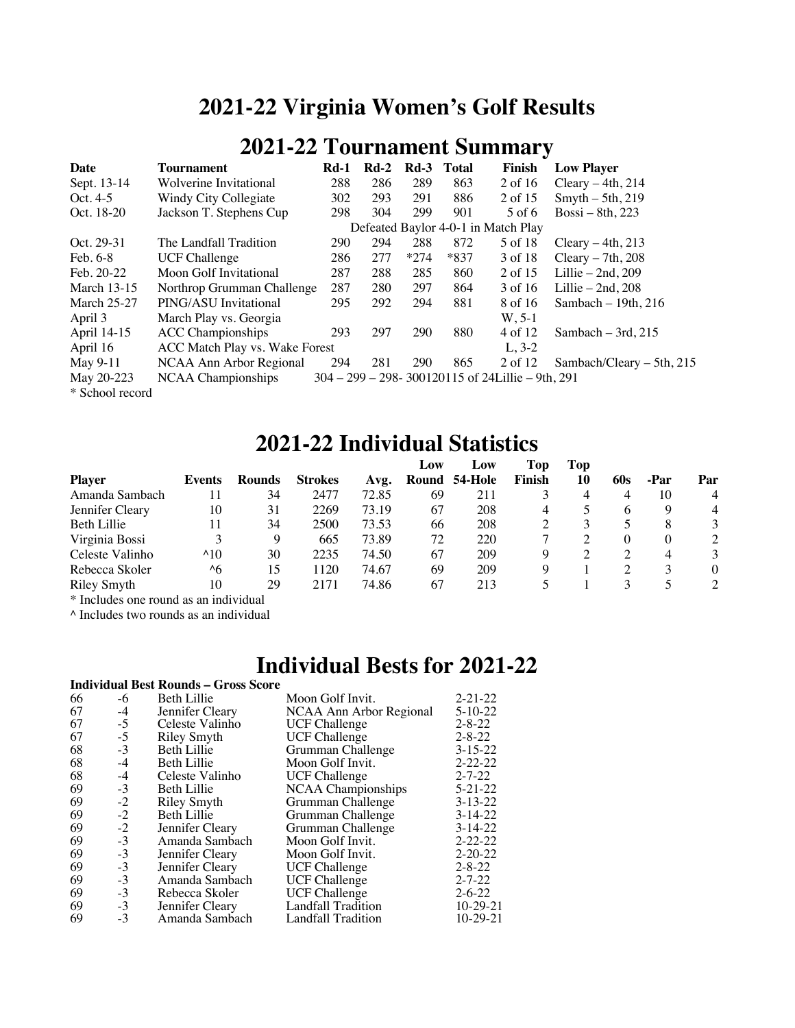# 2021-22 Virginia Women's Golf Results

## 2021-22 Tournament Summary

| Date | Tournament | Rd-1 | Rd-2 | Rd-3 | Total | Finish | Low Player |
|---|---|---|---|---|---|---|---|
| Sept. 13-14 | Wolverine Invitational | 288 | 286 | 289 | 863 | 2 of 16 | Cleary – 4th, 214 |
| Oct. 4-5 | Windy City Collegiate | 302 | 293 | 291 | 886 | 2 of 15 | Smyth – 5th, 219 |
| Oct. 18-20 | Jackson T. Stephens Cup | 298 | 304 | 299 | 901 | 5 of 6 | Bossi – 8th, 223 |
| | | Defeated Baylor 4-0-1 in Match Play | | | | | |
| Oct. 29-31 | The Landfall Tradition | 290 | 294 | 288 | 872 | 5 of 18 | Cleary – 4th, 213 |
| Feb. 6-8 | UCF Challenge | 286 | 277 | *274 | *837 | 3 of 18 | Cleary – 7th, 208 |
| Feb. 20-22 | Moon Golf Invitational | 287 | 288 | 285 | 860 | 2 of 15 | Lillie – 2nd, 209 |
| March 13-15 | Northrop Grumman Challenge | 287 | 280 | 297 | 864 | 3 of 16 | Lillie – 2nd, 208 |
| March 25-27 | PING/ASU Invitational | 295 | 292 | 294 | 881 | 8 of 16 | Sambach – 19th, 216 |
| April 3 | March Play vs. Georgia | | | | | W, 5-1 | |
| April 14-15 | ACC Championships | 293 | 297 | 290 | 880 | 4 of 12 | Sambach – 3rd, 215 |
| April 16 | ACC Match Play vs. Wake Forest | | | | | L, 3-2 | |
| May 9-11 | NCAA Ann Arbor Regional | 294 | 281 | 290 | 865 | 2 of 12 | Sambach/Cleary – 5th, 215 |
| May 20-223 | NCAA Championships | 304 – 299 – 298- 300120115 of 24Lillie – 9th, 291 | | | | | |

\* School record

## 2021-22 Individual Statistics

| Player | Events | Rounds | Strokes | Avg. | Low Round | Low 54-Hole | Top Finish | Top 10 | 60s | -Par | Par |
|---|---|---|---|---|---|---|---|---|---|---|---|
| Amanda Sambach | 11 | 34 | 2477 | 72.85 | 69 | 211 | 3 | 4 | 4 | 10 | 4 |
| Jennifer Cleary | 10 | 31 | 2269 | 73.19 | 67 | 208 | 4 | 5 | 6 | 9 | 4 |
| Beth Lillie | 11 | 34 | 2500 | 73.53 | 66 | 208 | 2 | 3 | 5 | 8 | 3 |
| Virginia Bossi | 3 | 9 | 665 | 73.89 | 72 | 220 | 7 | 2 | 0 | 0 | 2 |
| Celeste Valinho | ^10 | 30 | 2235 | 74.50 | 67 | 209 | 9 | 2 | 2 | 4 | 3 |
| Rebecca Skoler | ^6 | 15 | 1120 | 74.67 | 69 | 209 | 9 | 1 | 2 | 3 | 0 |
| Riley Smyth | 10 | 29 | 2171 | 74.86 | 67 | 213 | 5 | 1 | 3 | 5 | 2 |

\* Includes one round as an individual

^ Includes two rounds as an individual

## Individual Bests for 2021-22

**Individual Best Rounds – Gross Score**

| | | | | |
|---|---|---|---|---|
| 66 | -6 | Beth Lillie | Moon Golf Invit. | 2-21-22 |
| 67 | -4 | Jennifer Cleary | NCAA Ann Arbor Regional | 5-10-22 |
| 67 | -5 | Celeste Valinho | UCF Challenge | 2-8-22 |
| 67 | -5 | Riley Smyth | UCF Challenge | 2-8-22 |
| 68 | -3 | Beth Lillie | Grumman Challenge | 3-15-22 |
| 68 | -4 | Beth Lillie | Moon Golf Invit. | 2-22-22 |
| 68 | -4 | Celeste Valinho | UCF Challenge | 2-7-22 |
| 69 | -3 | Beth Lillie | NCAA Championships | 5-21-22 |
| 69 | -2 | Riley Smyth | Grumman Challenge | 3-13-22 |
| 69 | -2 | Beth Lillie | Grumman Challenge | 3-14-22 |
| 69 | -2 | Jennifer Cleary | Grumman Challenge | 3-14-22 |
| 69 | -3 | Amanda Sambach | Moon Golf Invit. | 2-22-22 |
| 69 | -3 | Jennifer Cleary | Moon Golf Invit. | 2-20-22 |
| 69 | -3 | Jennifer Cleary | UCF Challenge | 2-8-22 |
| 69 | -3 | Amanda Sambach | UCF Challenge | 2-7-22 |
| 69 | -3 | Rebecca Skoler | UCF Challenge | 2-6-22 |
| 69 | -3 | Jennifer Cleary | Landfall Tradition | 10-29-21 |
| 69 | -3 | Amanda Sambach | Landfall Tradition | 10-29-21 |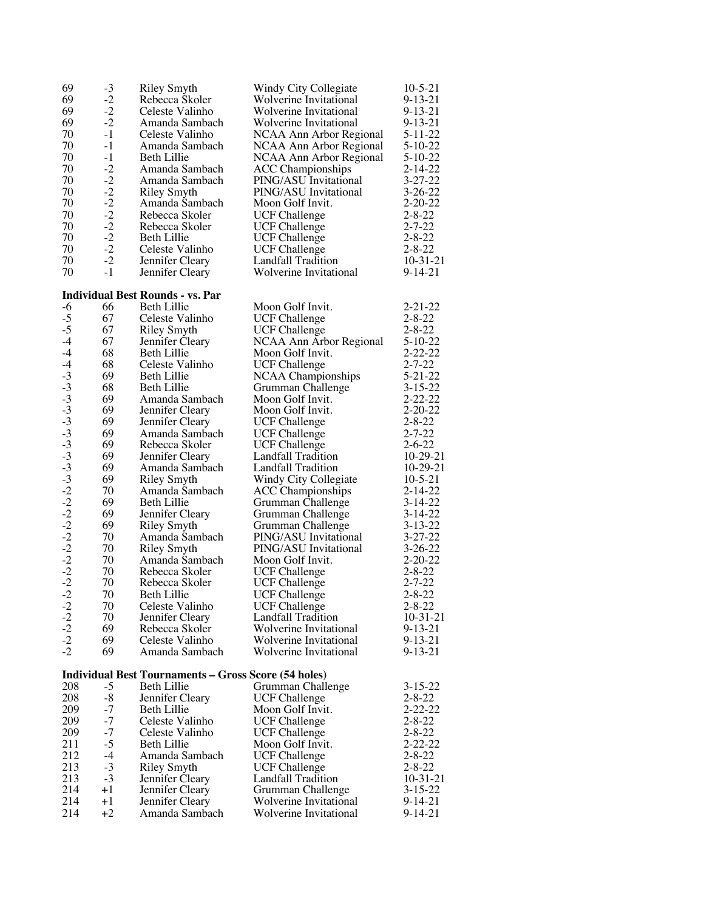| | | | | |
|---|---|---|---|---|
| 69 | -3 | Riley Smyth | Windy City Collegiate | 10-5-21 |
| 69 | -2 | Rebecca Skoler | Wolverine Invitational | 9-13-21 |
| 69 | -2 | Celeste Valinho | Wolverine Invitational | 9-13-21 |
| 69 | -2 | Amanda Sambach | Wolverine Invitational | 9-13-21 |
| 70 | -1 | Celeste Valinho | NCAA Ann Arbor Regional | 5-11-22 |
| 70 | -1 | Amanda Sambach | NCAA Ann Arbor Regional | 5-10-22 |
| 70 | -1 | Beth Lillie | NCAA Ann Arbor Regional | 5-10-22 |
| 70 | -2 | Amanda Sambach | ACC Championships | 2-14-22 |
| 70 | -2 | Amanda Sambach | PING/ASU Invitational | 3-27-22 |
| 70 | -2 | Riley Smyth | PING/ASU Invitational | 3-26-22 |
| 70 | -2 | Amanda Sambach | Moon Golf Invit. | 2-20-22 |
| 70 | -2 | Rebecca Skoler | UCF Challenge | 2-8-22 |
| 70 | -2 | Rebecca Skoler | UCF Challenge | 2-7-22 |
| 70 | -2 | Beth Lillie | UCF Challenge | 2-8-22 |
| 70 | -2 | Celeste Valinho | UCF Challenge | 2-8-22 |
| 70 | -2 | Jennifer Cleary | Landfall Tradition | 10-31-21 |
| 70 | -1 | Jennifer Cleary | Wolverine Invitational | 9-14-21 |

**Individual Best Rounds - vs. Par**

| | | | | |
|---|---|---|---|---|
| -6 | 66 | Beth Lillie | Moon Golf Invit. | 2-21-22 |
| -5 | 67 | Celeste Valinho | UCF Challenge | 2-8-22 |
| -5 | 67 | Riley Smyth | UCF Challenge | 2-8-22 |
| -4 | 67 | Jennifer Cleary | NCAA Ann Arbor Regional | 5-10-22 |
| -4 | 68 | Beth Lillie | Moon Golf Invit. | 2-22-22 |
| -4 | 68 | Celeste Valinho | UCF Challenge | 2-7-22 |
| -3 | 69 | Beth Lillie | NCAA Championships | 5-21-22 |
| -3 | 68 | Beth Lillie | Grumman Challenge | 3-15-22 |
| -3 | 69 | Amanda Sambach | Moon Golf Invit. | 2-22-22 |
| -3 | 69 | Jennifer Cleary | Moon Golf Invit. | 2-20-22 |
| -3 | 69 | Jennifer Cleary | UCF Challenge | 2-8-22 |
| -3 | 69 | Amanda Sambach | UCF Challenge | 2-7-22 |
| -3 | 69 | Rebecca Skoler | UCF Challenge | 2-6-22 |
| -3 | 69 | Jennifer Cleary | Landfall Tradition | 10-29-21 |
| -3 | 69 | Amanda Sambach | Landfall Tradition | 10-29-21 |
| -3 | 69 | Riley Smyth | Windy City Collegiate | 10-5-21 |
| -2 | 70 | Amanda Sambach | ACC Championships | 2-14-22 |
| -2 | 69 | Beth Lillie | Grumman Challenge | 3-14-22 |
| -2 | 69 | Jennifer Cleary | Grumman Challenge | 3-14-22 |
| -2 | 69 | Riley Smyth | Grumman Challenge | 3-13-22 |
| -2 | 70 | Amanda Sambach | PING/ASU Invitational | 3-27-22 |
| -2 | 70 | Riley Smyth | PING/ASU Invitational | 3-26-22 |
| -2 | 70 | Amanda Sambach | Moon Golf Invit. | 2-20-22 |
| -2 | 70 | Rebecca Skoler | UCF Challenge | 2-8-22 |
| -2 | 70 | Rebecca Skoler | UCF Challenge | 2-7-22 |
| -2 | 70 | Beth Lillie | UCF Challenge | 2-8-22 |
| -2 | 70 | Celeste Valinho | UCF Challenge | 2-8-22 |
| -2 | 70 | Jennifer Cleary | Landfall Tradition | 10-31-21 |
| -2 | 69 | Rebecca Skoler | Wolverine Invitational | 9-13-21 |
| -2 | 69 | Celeste Valinho | Wolverine Invitational | 9-13-21 |
| -2 | 69 | Amanda Sambach | Wolverine Invitational | 9-13-21 |

**Individual Best Tournaments – Gross Score (54 holes)**

| | | | | |
|---|---|---|---|---|
| 208 | -5 | Beth Lillie | Grumman Challenge | 3-15-22 |
| 208 | -8 | Jennifer Cleary | UCF Challenge | 2-8-22 |
| 209 | -7 | Beth Lillie | Moon Golf Invit. | 2-22-22 |
| 209 | -7 | Celeste Valinho | UCF Challenge | 2-8-22 |
| 209 | -7 | Celeste Valinho | UCF Challenge | 2-8-22 |
| 211 | -5 | Beth Lillie | Moon Golf Invit. | 2-22-22 |
| 212 | -4 | Amanda Sambach | UCF Challenge | 2-8-22 |
| 213 | -3 | Riley Smyth | UCF Challenge | 2-8-22 |
| 213 | -3 | Jennifer Cleary | Landfall Tradition | 10-31-21 |
| 214 | +1 | Jennifer Cleary | Grumman Challenge | 3-15-22 |
| 214 | +1 | Jennifer Cleary | Wolverine Invitational | 9-14-21 |
| 214 | +2 | Amanda Sambach | Wolverine Invitational | 9-14-21 |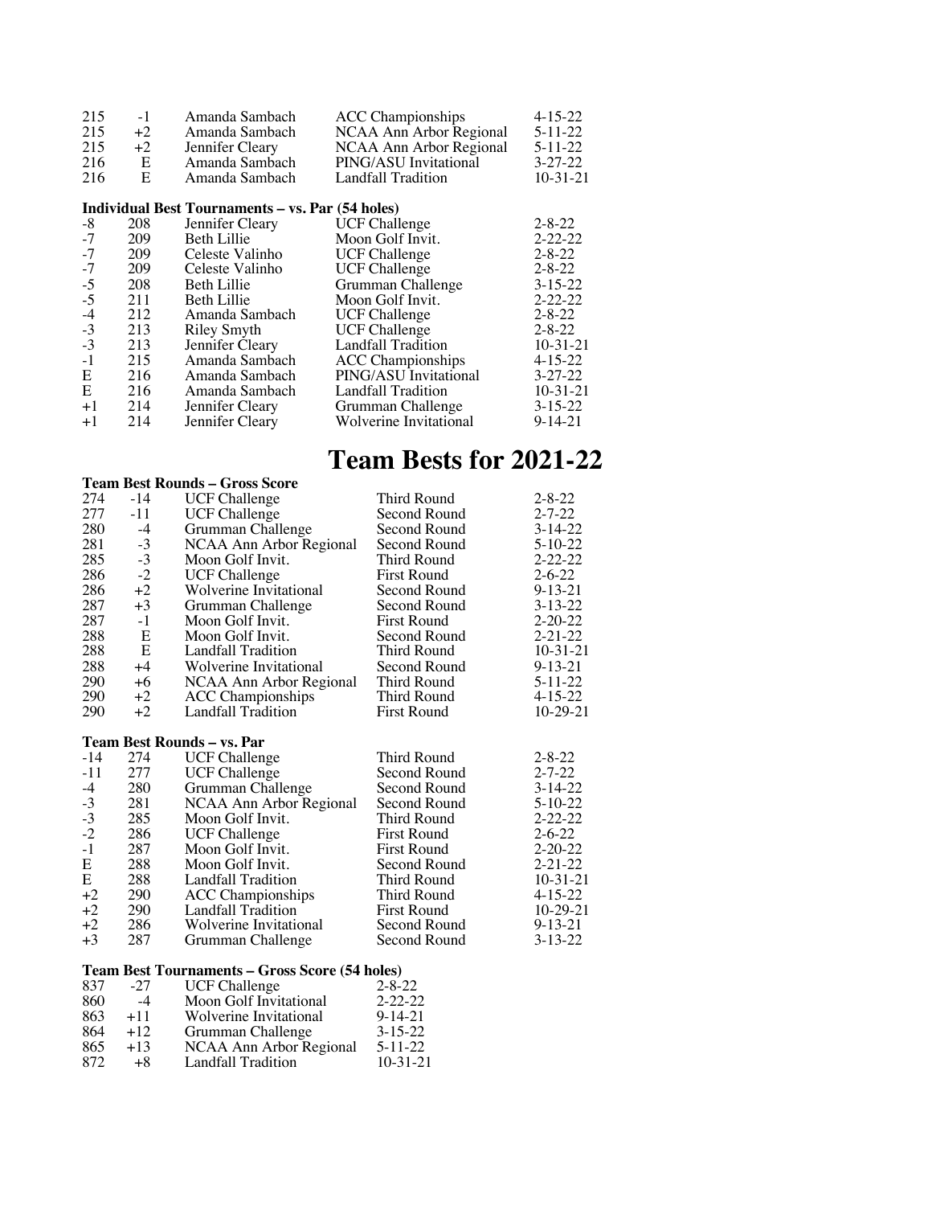| | | | | |
|---|---|---|---|---|
| 215 | -1 | Amanda Sambach | ACC Championships | 4-15-22 |
| 215 | +2 | Amanda Sambach | NCAA Ann Arbor Regional | 5-11-22 |
| 215 | +2 | Jennifer Cleary | NCAA Ann Arbor Regional | 5-11-22 |
| 216 | E | Amanda Sambach | PING/ASU Invitational | 3-27-22 |
| 216 | E | Amanda Sambach | Landfall Tradition | 10-31-21 |

**Individual Best Tournaments – vs. Par (54 holes)**

| | | | | |
|---|---|---|---|---|
| -8 | 208 | Jennifer Cleary | UCF Challenge | 2-8-22 |
| -7 | 209 | Beth Lillie | Moon Golf Invit. | 2-22-22 |
| -7 | 209 | Celeste Valinho | UCF Challenge | 2-8-22 |
| -7 | 209 | Celeste Valinho | UCF Challenge | 2-8-22 |
| -5 | 208 | Beth Lillie | Grumman Challenge | 3-15-22 |
| -5 | 211 | Beth Lillie | Moon Golf Invit. | 2-22-22 |
| -4 | 212 | Amanda Sambach | UCF Challenge | 2-8-22 |
| -3 | 213 | Riley Smyth | UCF Challenge | 2-8-22 |
| -3 | 213 | Jennifer Cleary | Landfall Tradition | 10-31-21 |
| -1 | 215 | Amanda Sambach | ACC Championships | 4-15-22 |
| E | 216 | Amanda Sambach | PING/ASU Invitational | 3-27-22 |
| E | 216 | Amanda Sambach | Landfall Tradition | 10-31-21 |
| +1 | 214 | Jennifer Cleary | Grumman Challenge | 3-15-22 |
| +1 | 214 | Jennifer Cleary | Wolverine Invitational | 9-14-21 |

# Team Bests for 2021-22

**Team Best Rounds – Gross Score**

| | | | | |
|---|---|---|---|---|
| 274 | -14 | UCF Challenge | Third Round | 2-8-22 |
| 277 | -11 | UCF Challenge | Second Round | 2-7-22 |
| 280 | -4 | Grumman Challenge | Second Round | 3-14-22 |
| 281 | -3 | NCAA Ann Arbor Regional | Second Round | 5-10-22 |
| 285 | -3 | Moon Golf Invit. | Third Round | 2-22-22 |
| 286 | -2 | UCF Challenge | First Round | 2-6-22 |
| 286 | +2 | Wolverine Invitational | Second Round | 9-13-21 |
| 287 | +3 | Grumman Challenge | Second Round | 3-13-22 |
| 287 | -1 | Moon Golf Invit. | First Round | 2-20-22 |
| 288 | E | Moon Golf Invit. | Second Round | 2-21-22 |
| 288 | E | Landfall Tradition | Third Round | 10-31-21 |
| 288 | +4 | Wolverine Invitational | Second Round | 9-13-21 |
| 290 | +6 | NCAA Ann Arbor Regional | Third Round | 5-11-22 |
| 290 | +2 | ACC Championships | Third Round | 4-15-22 |
| 290 | +2 | Landfall Tradition | First Round | 10-29-21 |

**Team Best Rounds – vs. Par**

| | | | | |
|---|---|---|---|---|
| -14 | 274 | UCF Challenge | Third Round | 2-8-22 |
| -11 | 277 | UCF Challenge | Second Round | 2-7-22 |
| -4 | 280 | Grumman Challenge | Second Round | 3-14-22 |
| -3 | 281 | NCAA Ann Arbor Regional | Second Round | 5-10-22 |
| -3 | 285 | Moon Golf Invit. | Third Round | 2-22-22 |
| -2 | 286 | UCF Challenge | First Round | 2-6-22 |
| -1 | 287 | Moon Golf Invit. | First Round | 2-20-22 |
| E | 288 | Moon Golf Invit. | Second Round | 2-21-22 |
| E | 288 | Landfall Tradition | Third Round | 10-31-21 |
| +2 | 290 | ACC Championships | Third Round | 4-15-22 |
| +2 | 290 | Landfall Tradition | First Round | 10-29-21 |
| +2 | 286 | Wolverine Invitational | Second Round | 9-13-21 |
| +3 | 287 | Grumman Challenge | Second Round | 3-13-22 |

**Team Best Tournaments – Gross Score (54 holes)**

| | | | |
|---|---|---|---|
| 837 | -27 | UCF Challenge | 2-8-22 |
| 860 | -4 | Moon Golf Invitational | 2-22-22 |
| 863 | +11 | Wolverine Invitational | 9-14-21 |
| 864 | +12 | Grumman Challenge | 3-15-22 |
| 865 | +13 | NCAA Ann Arbor Regional | 5-11-22 |
| 872 | +8 | Landfall Tradition | 10-31-21 |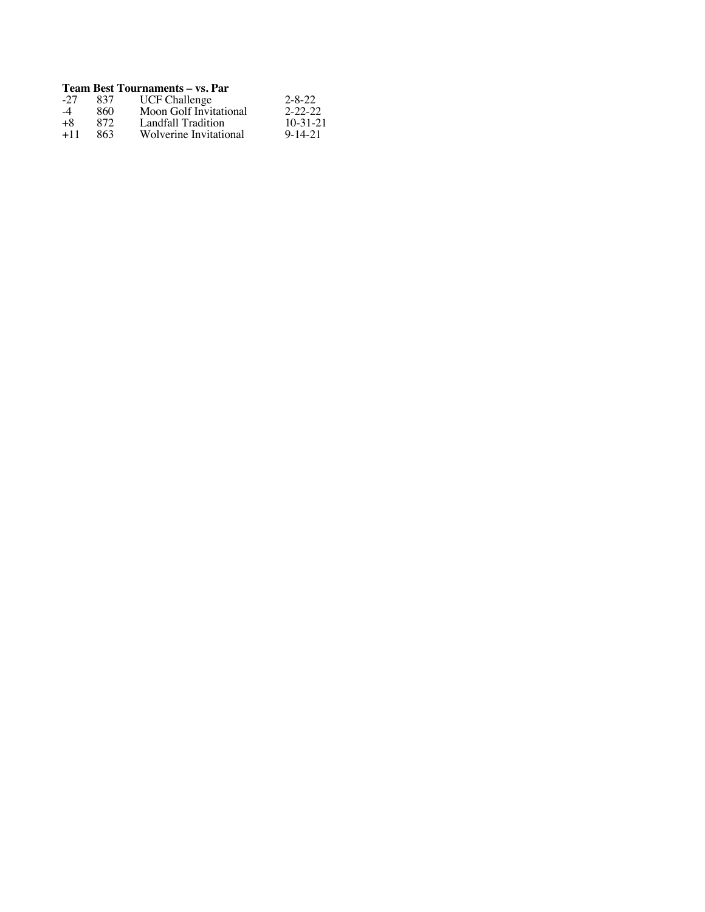**Team Best Tournaments – vs. Par**

| | | | |
|---|---|---|---|
| -27 | 837 | UCF Challenge | 2-8-22 |
| -4 | 860 | Moon Golf Invitational | 2-22-22 |
| +8 | 872 | Landfall Tradition | 10-31-21 |
| +11 | 863 | Wolverine Invitational | 9-14-21 |